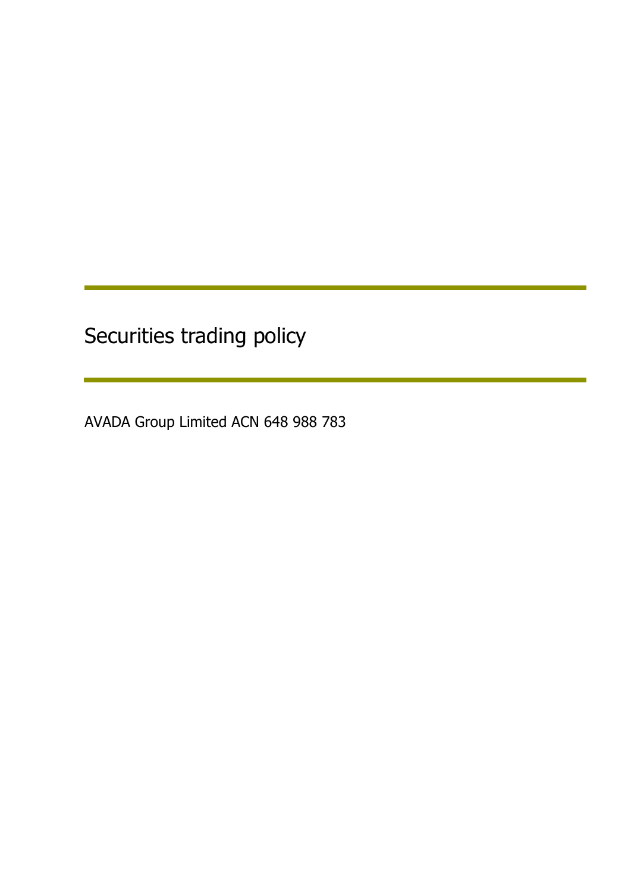# Securities trading policy

AVADA Group Limited ACN 648 988 783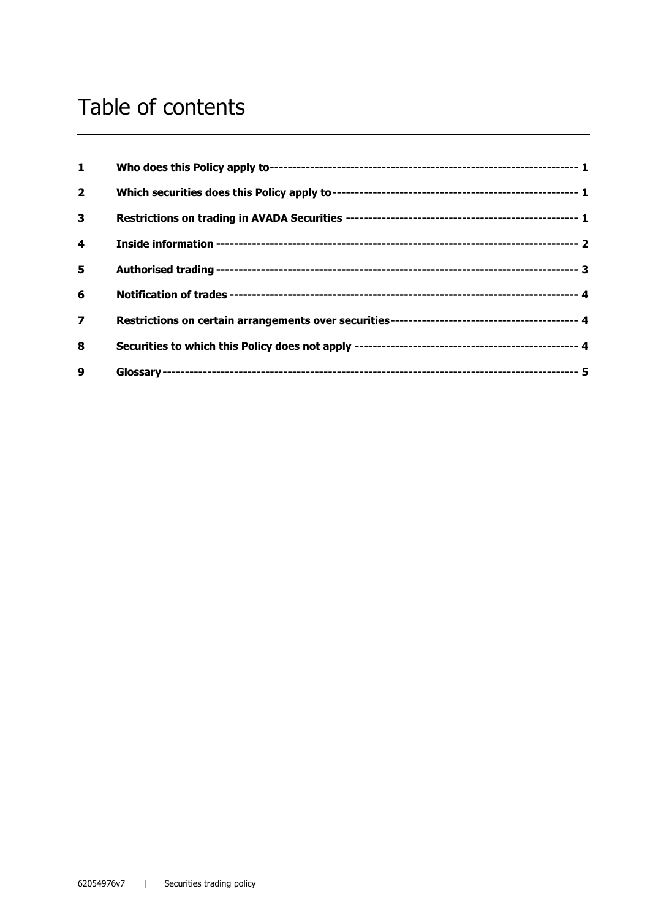# Table of contents

| | | |
|---|---|---|
| **1** | **Who does this Policy apply to** | **1** |
| **2** | **Which securities does this Policy apply to** | **1** |
| **3** | **Restrictions on trading in AVADA Securities** | **1** |
| **4** | **Inside information** | **2** |
| **5** | **Authorised trading** | **3** |
| **6** | **Notification of trades** | **4** |
| **7** | **Restrictions on certain arrangements over securities** | **4** |
| **8** | **Securities to which this Policy does not apply** | **4** |
| **9** | **Glossary** | **5** |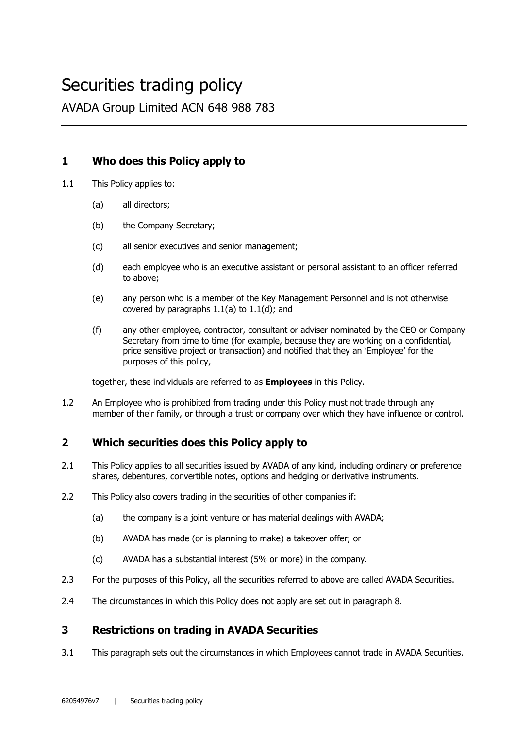# Securities trading policy

AVADA Group Limited ACN 648 988 783

## 1 Who does this Policy apply to

1.1 This Policy applies to:

(a) all directors;

(b) the Company Secretary;

(c) all senior executives and senior management;

(d) each employee who is an executive assistant or personal assistant to an officer referred to above;

(e) any person who is a member of the Key Management Personnel and is not otherwise covered by paragraphs 1.1(a) to 1.1(d); and

(f) any other employee, contractor, consultant or adviser nominated by the CEO or Company Secretary from time to time (for example, because they are working on a confidential, price sensitive project or transaction) and notified that they an 'Employee' for the purposes of this policy,

together, these individuals are referred to as **Employees** in this Policy.

1.2 An Employee who is prohibited from trading under this Policy must not trade through any member of their family, or through a trust or company over which they have influence or control.

## 2 Which securities does this Policy apply to

2.1 This Policy applies to all securities issued by AVADA of any kind, including ordinary or preference shares, debentures, convertible notes, options and hedging or derivative instruments.

2.2 This Policy also covers trading in the securities of other companies if:

(a) the company is a joint venture or has material dealings with AVADA;

(b) AVADA has made (or is planning to make) a takeover offer; or

(c) AVADA has a substantial interest (5% or more) in the company.

2.3 For the purposes of this Policy, all the securities referred to above are called AVADA Securities.

2.4 The circumstances in which this Policy does not apply are set out in paragraph 8.

## 3 Restrictions on trading in AVADA Securities

3.1 This paragraph sets out the circumstances in which Employees cannot trade in AVADA Securities.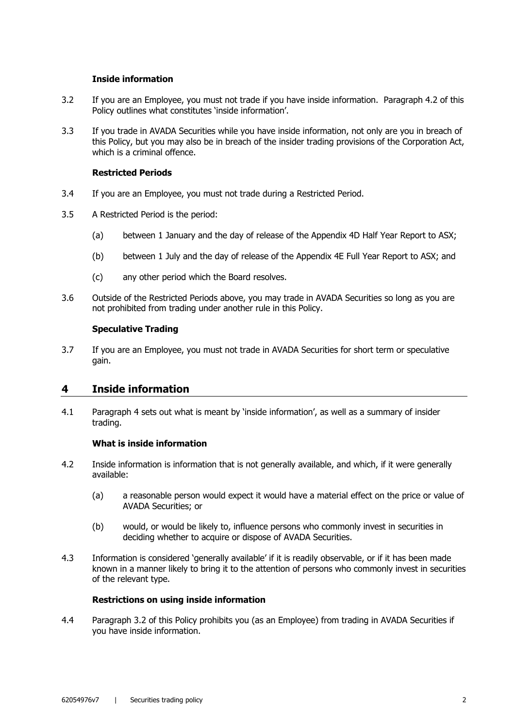**Inside information**

3.2 If you are an Employee, you must not trade if you have inside information. Paragraph 4.2 of this Policy outlines what constitutes 'inside information'.

3.3 If you trade in AVADA Securities while you have inside information, not only are you in breach of this Policy, but you may also be in breach of the insider trading provisions of the Corporation Act, which is a criminal offence.

**Restricted Periods**

3.4 If you are an Employee, you must not trade during a Restricted Period.

3.5 A Restricted Period is the period:

(a) between 1 January and the day of release of the Appendix 4D Half Year Report to ASX;

(b) between 1 July and the day of release of the Appendix 4E Full Year Report to ASX; and

(c) any other period which the Board resolves.

3.6 Outside of the Restricted Periods above, you may trade in AVADA Securities so long as you are not prohibited from trading under another rule in this Policy.

**Speculative Trading**

3.7 If you are an Employee, you must not trade in AVADA Securities for short term or speculative gain.

## 4 Inside information

4.1 Paragraph 4 sets out what is meant by 'inside information', as well as a summary of insider trading.

**What is inside information**

4.2 Inside information is information that is not generally available, and which, if it were generally available:

(a) a reasonable person would expect it would have a material effect on the price or value of AVADA Securities; or

(b) would, or would be likely to, influence persons who commonly invest in securities in deciding whether to acquire or dispose of AVADA Securities.

4.3 Information is considered 'generally available' if it is readily observable, or if it has been made known in a manner likely to bring it to the attention of persons who commonly invest in securities of the relevant type.

**Restrictions on using inside information**

4.4 Paragraph 3.2 of this Policy prohibits you (as an Employee) from trading in AVADA Securities if you have inside information.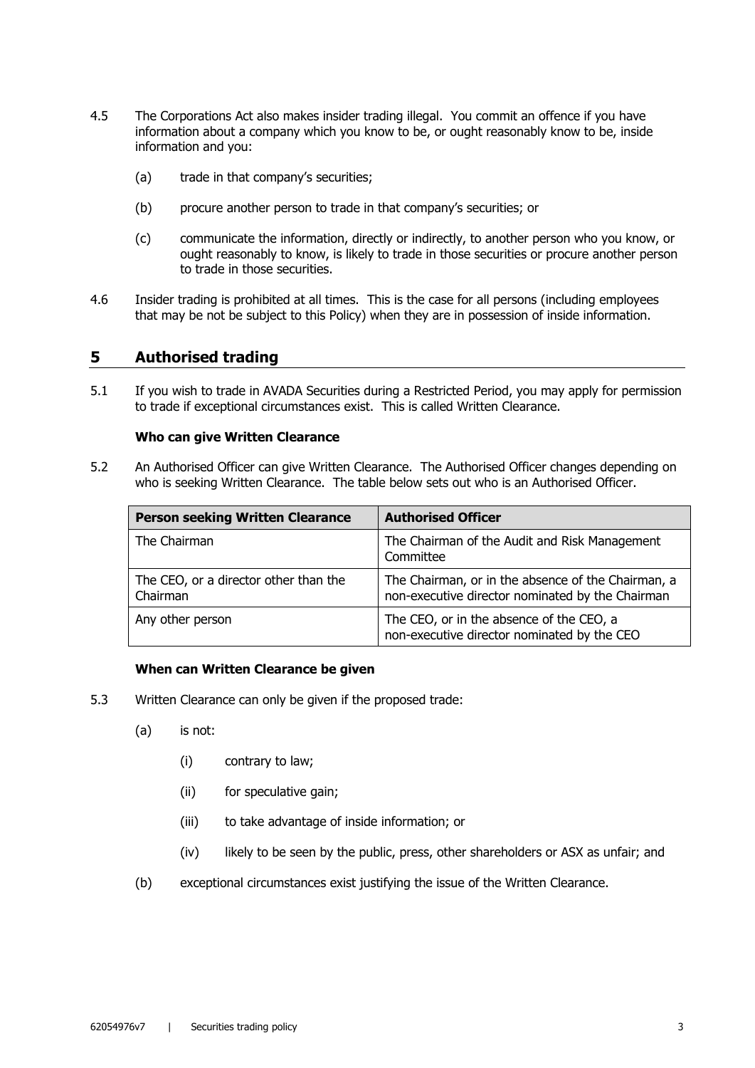4.5 The Corporations Act also makes insider trading illegal. You commit an offence if you have information about a company which you know to be, or ought reasonably know to be, inside information and you:

(a) trade in that company's securities;

(b) procure another person to trade in that company's securities; or

(c) communicate the information, directly or indirectly, to another person who you know, or ought reasonably to know, is likely to trade in those securities or procure another person to trade in those securities.

4.6 Insider trading is prohibited at all times. This is the case for all persons (including employees that may be not be subject to this Policy) when they are in possession of inside information.

## 5 Authorised trading

5.1 If you wish to trade in AVADA Securities during a Restricted Period, you may apply for permission to trade if exceptional circumstances exist. This is called Written Clearance.

**Who can give Written Clearance**

5.2 An Authorised Officer can give Written Clearance. The Authorised Officer changes depending on who is seeking Written Clearance. The table below sets out who is an Authorised Officer.

| Person seeking Written Clearance | Authorised Officer |
|---|---|
| The Chairman | The Chairman of the Audit and Risk Management Committee |
| The CEO, or a director other than the Chairman | The Chairman, or in the absence of the Chairman, a non-executive director nominated by the Chairman |
| Any other person | The CEO, or in the absence of the CEO, a non-executive director nominated by the CEO |

**When can Written Clearance be given**

5.3 Written Clearance can only be given if the proposed trade:

(a) is not:

(i) contrary to law;

(ii) for speculative gain;

(iii) to take advantage of inside information; or

(iv) likely to be seen by the public, press, other shareholders or ASX as unfair; and

(b) exceptional circumstances exist justifying the issue of the Written Clearance.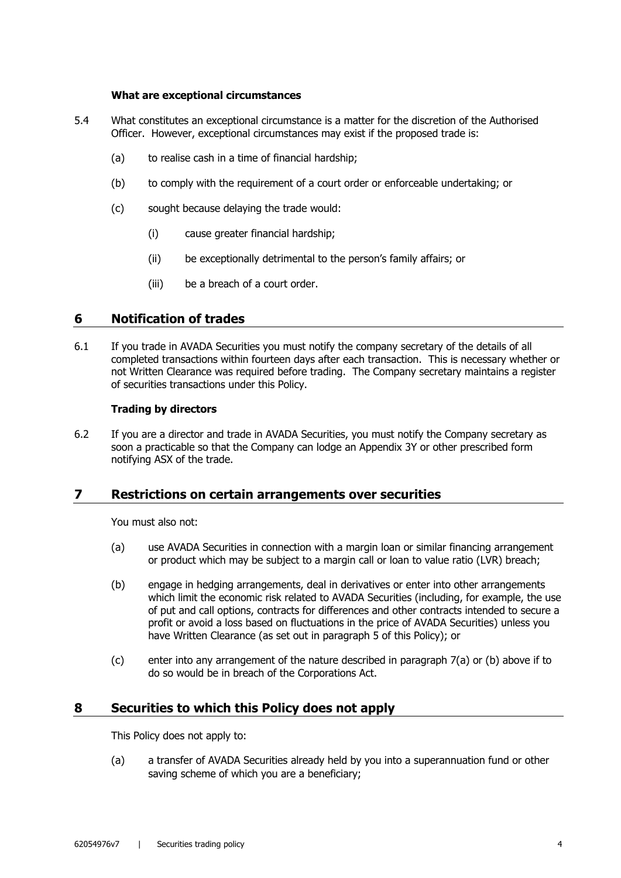**What are exceptional circumstances**

5.4 What constitutes an exceptional circumstance is a matter for the discretion of the Authorised Officer. However, exceptional circumstances may exist if the proposed trade is:

(a) to realise cash in a time of financial hardship;

(b) to comply with the requirement of a court order or enforceable undertaking; or

(c) sought because delaying the trade would:

(i) cause greater financial hardship;

(ii) be exceptionally detrimental to the person's family affairs; or

(iii) be a breach of a court order.

## 6 Notification of trades

6.1 If you trade in AVADA Securities you must notify the company secretary of the details of all completed transactions within fourteen days after each transaction. This is necessary whether or not Written Clearance was required before trading. The Company secretary maintains a register of securities transactions under this Policy.

**Trading by directors**

6.2 If you are a director and trade in AVADA Securities, you must notify the Company secretary as soon a practicable so that the Company can lodge an Appendix 3Y or other prescribed form notifying ASX of the trade.

## 7 Restrictions on certain arrangements over securities

You must also not:

(a) use AVADA Securities in connection with a margin loan or similar financing arrangement or product which may be subject to a margin call or loan to value ratio (LVR) breach;

(b) engage in hedging arrangements, deal in derivatives or enter into other arrangements which limit the economic risk related to AVADA Securities (including, for example, the use of put and call options, contracts for differences and other contracts intended to secure a profit or avoid a loss based on fluctuations in the price of AVADA Securities) unless you have Written Clearance (as set out in paragraph 5 of this Policy); or

(c) enter into any arrangement of the nature described in paragraph 7(a) or (b) above if to do so would be in breach of the Corporations Act.

## 8 Securities to which this Policy does not apply

This Policy does not apply to:

(a) a transfer of AVADA Securities already held by you into a superannuation fund or other saving scheme of which you are a beneficiary;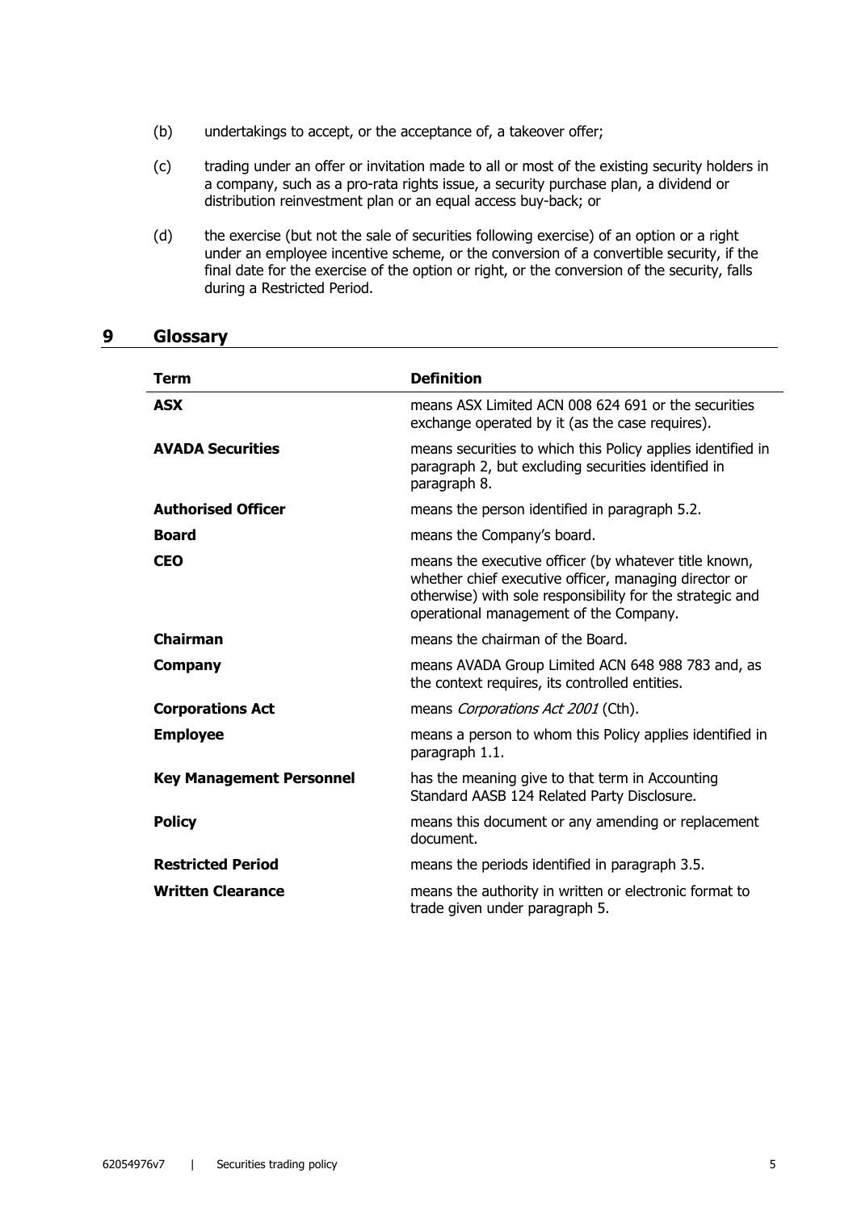(b) undertakings to accept, or the acceptance of, a takeover offer;

(c) trading under an offer or invitation made to all or most of the existing security holders in a company, such as a pro-rata rights issue, a security purchase plan, a dividend or distribution reinvestment plan or an equal access buy-back; or

(d) the exercise (but not the sale of securities following exercise) of an option or a right under an employee incentive scheme, or the conversion of a convertible security, if the final date for the exercise of the option or right, or the conversion of the security, falls during a Restricted Period.

## 9 Glossary

| Term | Definition |
|---|---|
| **ASX** | means ASX Limited ACN 008 624 691 or the securities exchange operated by it (as the case requires). |
| **AVADA Securities** | means securities to which this Policy applies identified in paragraph 2, but excluding securities identified in paragraph 8. |
| **Authorised Officer** | means the person identified in paragraph 5.2. |
| **Board** | means the Company's board. |
| **CEO** | means the executive officer (by whatever title known, whether chief executive officer, managing director or otherwise) with sole responsibility for the strategic and operational management of the Company. |
| **Chairman** | means the chairman of the Board. |
| **Company** | means AVADA Group Limited ACN 648 988 783 and, as the context requires, its controlled entities. |
| **Corporations Act** | means *Corporations Act 2001* (Cth). |
| **Employee** | means a person to whom this Policy applies identified in paragraph 1.1. |
| **Key Management Personnel** | has the meaning give to that term in Accounting Standard AASB 124 Related Party Disclosure. |
| **Policy** | means this document or any amending or replacement document. |
| **Restricted Period** | means the periods identified in paragraph 3.5. |
| **Written Clearance** | means the authority in written or electronic format to trade given under paragraph 5. |